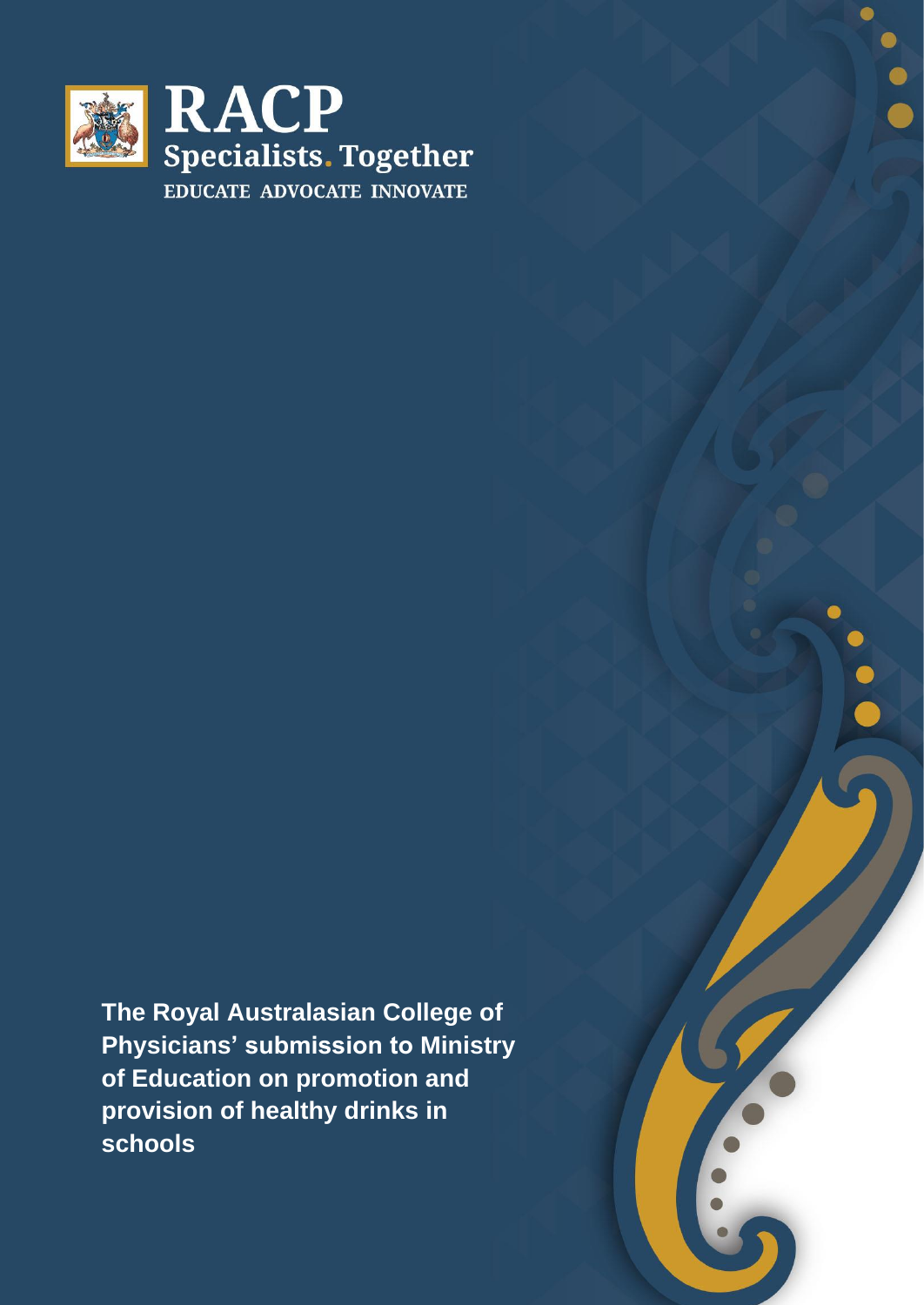**RACP**

**Specialists. Together**

EDUCATE ADVOCATE INNOVATE

# The Royal Australasian College of Physicians' submission to Ministry of Education on promotion and provision of healthy drinks in schools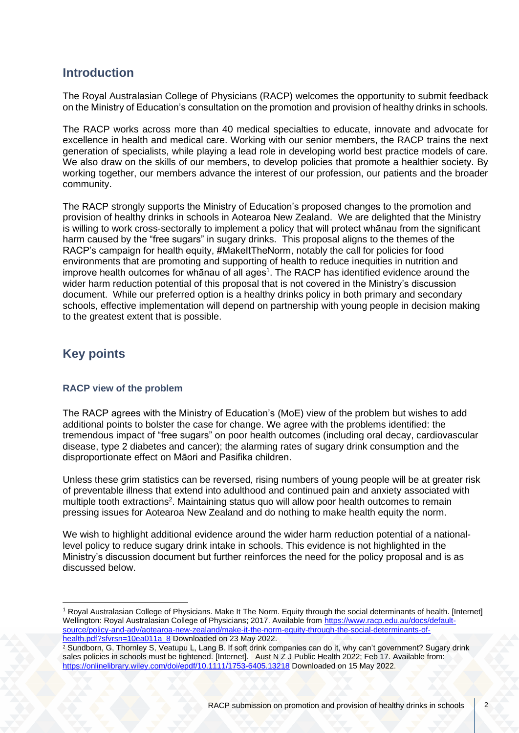## Introduction

The Royal Australasian College of Physicians (RACP) welcomes the opportunity to submit feedback on the Ministry of Education's consultation on the promotion and provision of healthy drinks in schools.

The RACP works across more than 40 medical specialties to educate, innovate and advocate for excellence in health and medical care. Working with our senior members, the RACP trains the next generation of specialists, while playing a lead role in developing world best practice models of care. We also draw on the skills of our members, to develop policies that promote a healthier society. By working together, our members advance the interest of our profession, our patients and the broader community.

The RACP strongly supports the Ministry of Education's proposed changes to the promotion and provision of healthy drinks in schools in Aotearoa New Zealand. We are delighted that the Ministry is willing to work cross-sectorally to implement a policy that will protect whānau from the significant harm caused by the "free sugars" in sugary drinks. This proposal aligns to the themes of the RACP's campaign for health equity, #MakeItTheNorm, notably the call for policies for food environments that are promoting and supporting of health to reduce inequities in nutrition and improve health outcomes for whānau of all ages[1]. The RACP has identified evidence around the wider harm reduction potential of this proposal that is not covered in the Ministry's discussion document. While our preferred option is a healthy drinks policy in both primary and secondary schools, effective implementation will depend on partnership with young people in decision making to the greatest extent that is possible.

## Key points

### RACP view of the problem

The RACP agrees with the Ministry of Education's (MoE) view of the problem but wishes to add additional points to bolster the case for change. We agree with the problems identified: the tremendous impact of "free sugars" on poor health outcomes (including oral decay, cardiovascular disease, type 2 diabetes and cancer); the alarming rates of sugary drink consumption and the disproportionate effect on Māori and Pasifika children.

Unless these grim statistics can be reversed, rising numbers of young people will be at greater risk of preventable illness that extend into adulthood and continued pain and anxiety associated with multiple tooth extractions[2]. Maintaining status quo will allow poor health outcomes to remain pressing issues for Aotearoa New Zealand and do nothing to make health equity the norm.

We wish to highlight additional evidence around the wider harm reduction potential of a national-level policy to reduce sugary drink intake in schools. This evidence is not highlighted in the Ministry's discussion document but further reinforces the need for the policy proposal and is as discussed below.

---

[1] Royal Australasian College of Physicians. Make It The Norm. Equity through the social determinants of health. [Internet] Wellington: Royal Australasian College of Physicians; 2017. Available from https://www.racp.edu.au/docs/default-source/policy-and-adv/aotearoa-new-zealand/make-it-the-norm-equity-through-the-social-determinants-of-health.pdf?sfvrsn=10ea011a_8 Downloaded on 23 May 2022.

[2] Sundborn, G, Thornley S, Veatupu L, Lang B. If soft drink companies can do it, why can't government? Sugary drink sales policies in schools must be tightened. [Internet]. Aust N Z J Public Health 2022; Feb 17. Available from: https://onlinelibrary.wiley.com/doi/epdf/10.1111/1753-6405.13218 Downloaded on 15 May 2022.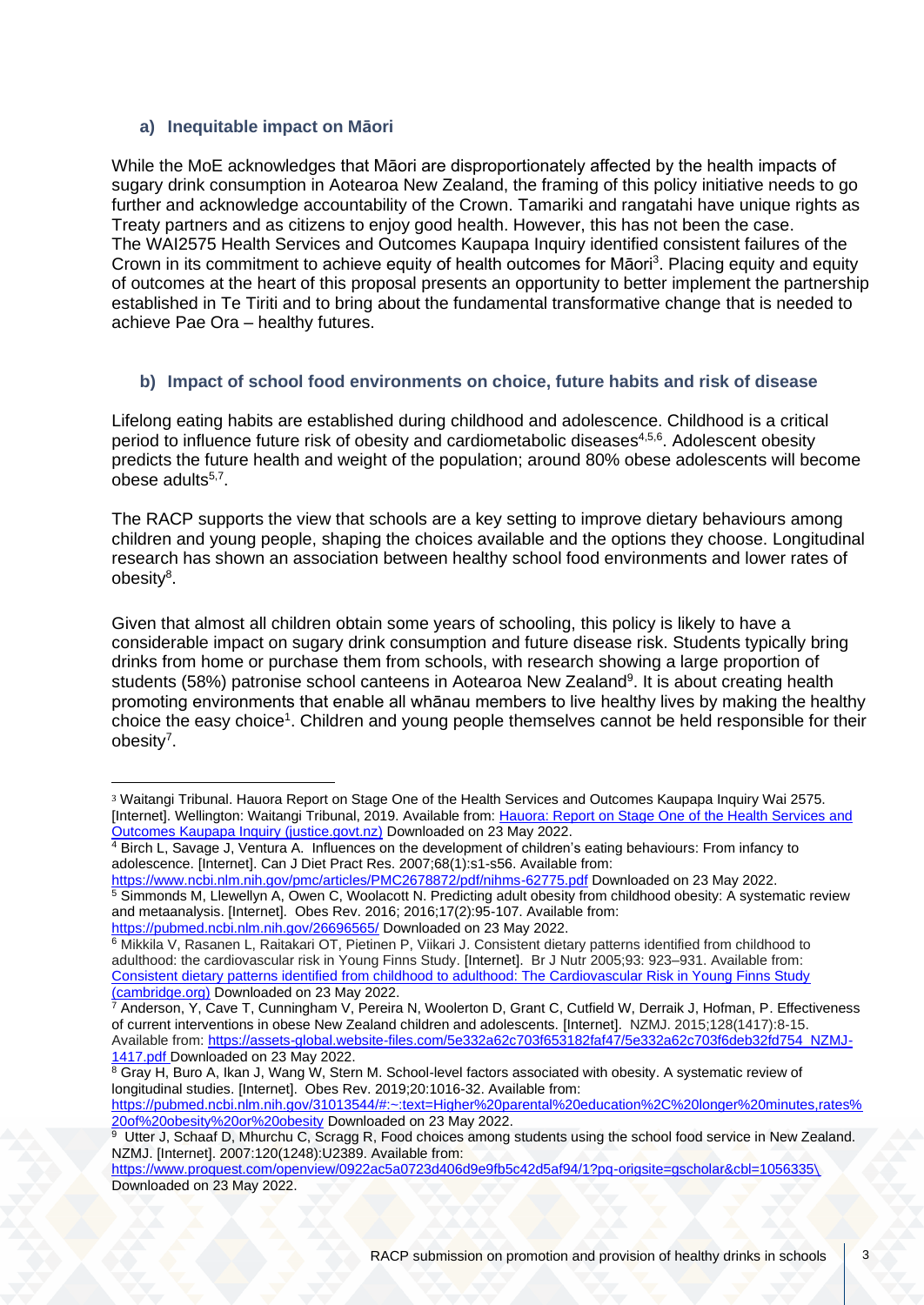### a) Inequitable impact on Māori

While the MoE acknowledges that Māori are disproportionately affected by the health impacts of sugary drink consumption in Aotearoa New Zealand, the framing of this policy initiative needs to go further and acknowledge accountability of the Crown. Tamariki and rangatahi have unique rights as Treaty partners and as citizens to enjoy good health. However, this has not been the case. The WAI2575 Health Services and Outcomes Kaupapa Inquiry identified consistent failures of the Crown in its commitment to achieve equity of health outcomes for Māori[3]. Placing equity and equity of outcomes at the heart of this proposal presents an opportunity to better implement the partnership established in Te Tiriti and to bring about the fundamental transformative change that is needed to achieve Pae Ora – healthy futures.

### b) Impact of school food environments on choice, future habits and risk of disease

Lifelong eating habits are established during childhood and adolescence. Childhood is a critical period to influence future risk of obesity and cardiometabolic diseases[4,5,6]. Adolescent obesity predicts the future health and weight of the population; around 80% obese adolescents will become obese adults[5,7].

The RACP supports the view that schools are a key setting to improve dietary behaviours among children and young people, shaping the choices available and the options they choose. Longitudinal research has shown an association between healthy school food environments and lower rates of obesity[8].

Given that almost all children obtain some years of schooling, this policy is likely to have a considerable impact on sugary drink consumption and future disease risk. Students typically bring drinks from home or purchase them from schools, with research showing a large proportion of students (58%) patronise school canteens in Aotearoa New Zealand[9]. It is about creating health promoting environments that enable all whānau members to live healthy lives by making the healthy choice the easy choice[1]. Children and young people themselves cannot be held responsible for their obesity[7].

---

[3] Waitangi Tribunal. Hauora Report on Stage One of the Health Services and Outcomes Kaupapa Inquiry Wai 2575. [Internet]. Wellington: Waitangi Tribunal, 2019. Available from: [Hauora: Report on Stage One of the Health Services and Outcomes Kaupapa Inquiry (justice.govt.nz)]() Downloaded on 23 May 2022.

[4] Birch L, Savage J, Ventura A. Influences on the development of children's eating behaviours: From infancy to adolescence. [Internet]. Can J Diet Pract Res. 2007;68(1):s1-s56. Available from: https://www.ncbi.nlm.nih.gov/pmc/articles/PMC2678872/pdf/nihms-62775.pdf Downloaded on 23 May 2022.

[5] Simmonds M, Llewellyn A, Owen C, Woolacott N. Predicting adult obesity from childhood obesity: A systematic review and metaanalysis. [Internet]. Obes Rev. 2016; 2016;17(2):95-107. Available from: https://pubmed.ncbi.nlm.nih.gov/26696565/ Downloaded on 23 May 2022.

[6] Mikkila V, Rasanen L, Raitakari OT, Pietinen P, Viikari J. Consistent dietary patterns identified from childhood to adulthood: the cardiovascular risk in Young Finns Study. [Internet]. Br J Nutr 2005;93: 923–931. Available from: [Consistent dietary patterns identified from childhood to adulthood: The Cardiovascular Risk in Young Finns Study (cambridge.org)]() Downloaded on 23 May 2022.

[7] Anderson, Y, Cave T, Cunningham V, Pereira N, Woolerton D, Grant C, Cutfield W, Derraik J, Hofman, P. Effectiveness of current interventions in obese New Zealand children and adolescents. [Internet]. NZMJ. 2015;128(1417):8-15. Available from: https://assets-global.website-files.com/5e332a62c703f653182faf47/5e332a62c703f6deb32fd754_NZMJ-1417.pdf Downloaded on 23 May 2022.

[8] Gray H, Buro A, Ikan J, Wang W, Stern M. School-level factors associated with obesity. A systematic review of longitudinal studies. [Internet]. Obes Rev. 2019;20:1016-32. Available from: https://pubmed.ncbi.nlm.nih.gov/31013544/#:~:text=Higher%20parental%20education%2C%20longer%20minutes,rates%20of%20obesity%20or%20obesity Downloaded on 23 May 2022.

[9] Utter J, Schaaf D, Mhurchu C, Scragg R, Food choices among students using the school food service in New Zealand. NZMJ. [Internet]. 2007:120(1248):U2389. Available from: https://www.proquest.com/openview/0922ac5a0723d406d9e9fb5c42d5af94/1?pq-origsite=gscholar&cbl=1056335\ Downloaded on 23 May 2022.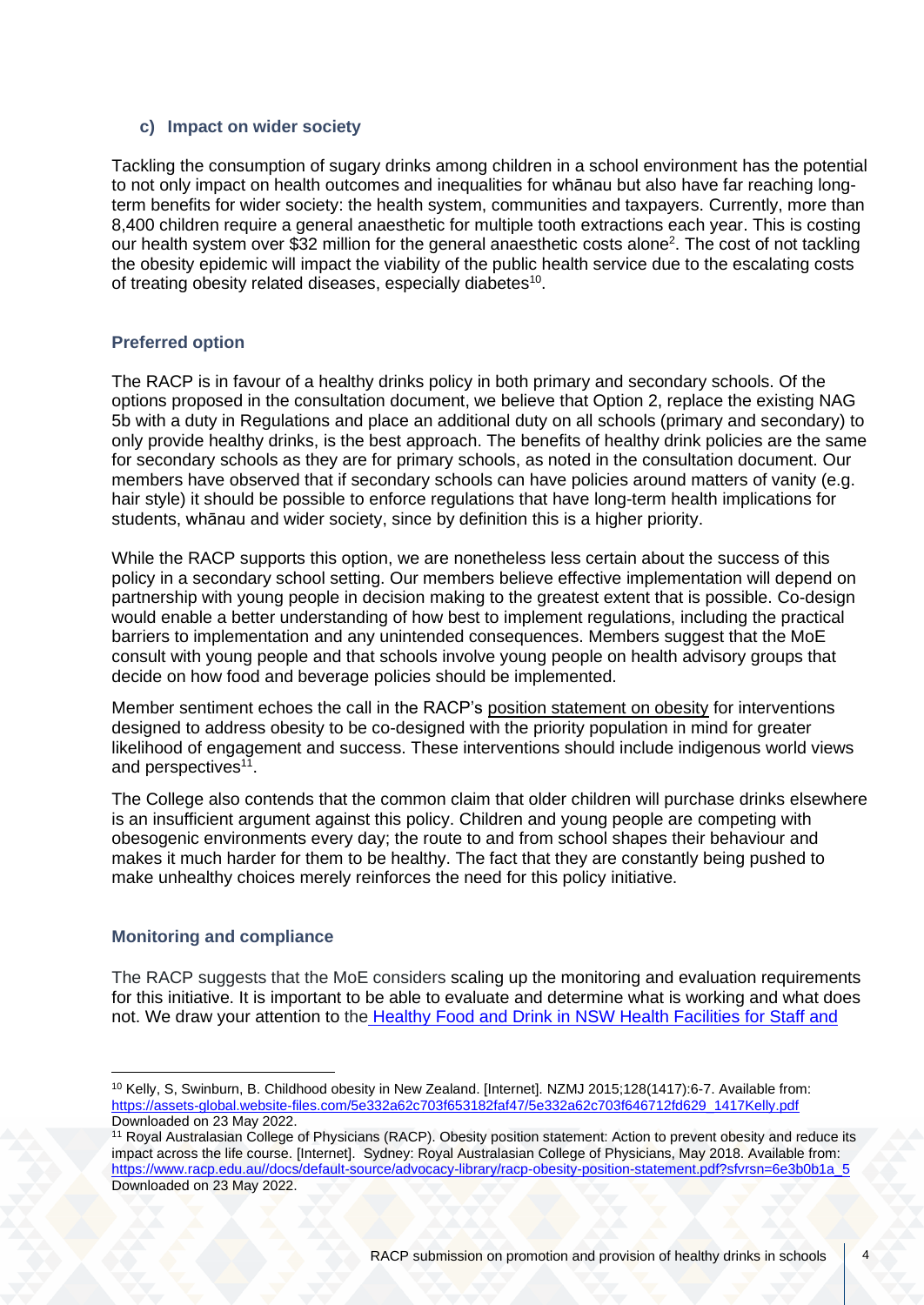### c) Impact on wider society

Tackling the consumption of sugary drinks among children in a school environment has the potential to not only impact on health outcomes and inequalities for whānau but also have far reaching long-term benefits for wider society: the health system, communities and taxpayers. Currently, more than 8,400 children require a general anaesthetic for multiple tooth extractions each year. This is costing our health system over $32 million for the general anaesthetic costs alone[2]. The cost of not tackling the obesity epidemic will impact the viability of the public health service due to the escalating costs of treating obesity related diseases, especially diabetes[10].

## Preferred option

The RACP is in favour of a healthy drinks policy in both primary and secondary schools. Of the options proposed in the consultation document, we believe that Option 2, replace the existing NAG 5b with a duty in Regulations and place an additional duty on all schools (primary and secondary) to only provide healthy drinks, is the best approach. The benefits of healthy drink policies are the same for secondary schools as they are for primary schools, as noted in the consultation document. Our members have observed that if secondary schools can have policies around matters of vanity (e.g. hair style) it should be possible to enforce regulations that have long-term health implications for students, whānau and wider society, since by definition this is a higher priority.

While the RACP supports this option, we are nonetheless less certain about the success of this policy in a secondary school setting. Our members believe effective implementation will depend on partnership with young people in decision making to the greatest extent that is possible. Co-design would enable a better understanding of how best to implement regulations, including the practical barriers to implementation and any unintended consequences. Members suggest that the MoE consult with young people and that schools involve young people on health advisory groups that decide on how food and beverage policies should be implemented.

Member sentiment echoes the call in the RACP's position statement on obesity for interventions designed to address obesity to be co-designed with the priority population in mind for greater likelihood of engagement and success. These interventions should include indigenous world views and perspectives[11].

The College also contends that the common claim that older children will purchase drinks elsewhere is an insufficient argument against this policy. Children and young people are competing with obesogenic environments every day; the route to and from school shapes their behaviour and makes it much harder for them to be healthy. The fact that they are constantly being pushed to make unhealthy choices merely reinforces the need for this policy initiative.

## Monitoring and compliance

The RACP suggests that the MoE considers scaling up the monitoring and evaluation requirements for this initiative. It is important to be able to evaluate and determine what is working and what does not. We draw your attention to the Healthy Food and Drink in NSW Health Facilities for Staff and

---

[10] Kelly, S, Swinburn, B. Childhood obesity in New Zealand. [Internet]. NZMJ 2015;128(1417):6-7. Available from: https://assets-global.website-files.com/5e332a62c703f653182faf47/5e332a62c703f646712fd629_1417Kelly.pdf Downloaded on 23 May 2022.

[11] Royal Australasian College of Physicians (RACP). Obesity position statement: Action to prevent obesity and reduce its impact across the life course. [Internet]. Sydney: Royal Australasian College of Physicians, May 2018. Available from: https://www.racp.edu.au//docs/default-source/advocacy-library/racp-obesity-position-statement.pdf?sfvrsn=6e3b0b1a_5 Downloaded on 23 May 2022.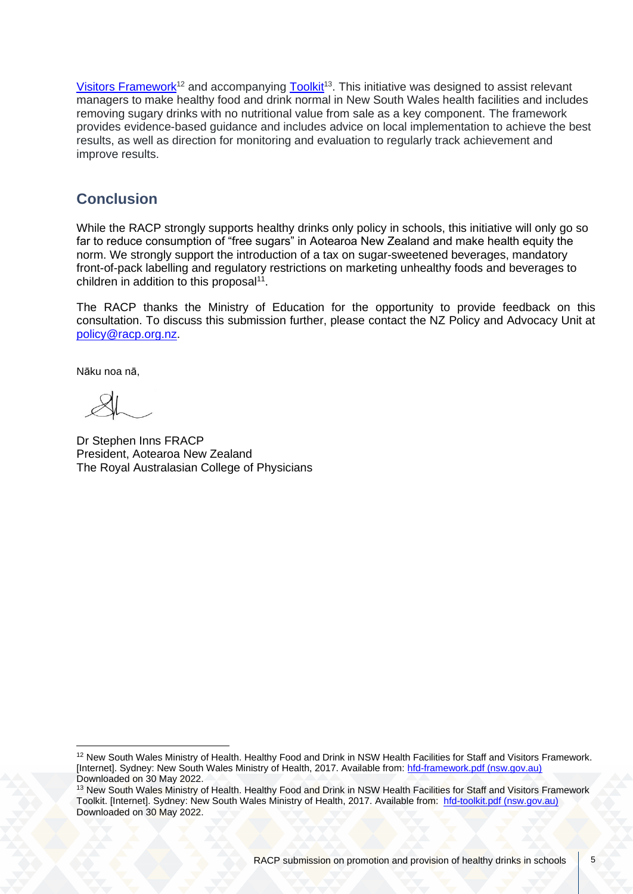Visitors Framework[12] and accompanying Toolkit[13]. This initiative was designed to assist relevant managers to make healthy food and drink normal in New South Wales health facilities and includes removing sugary drinks with no nutritional value from sale as a key component. The framework provides evidence-based guidance and includes advice on local implementation to achieve the best results, as well as direction for monitoring and evaluation to regularly track achievement and improve results.

## Conclusion

While the RACP strongly supports healthy drinks only policy in schools, this initiative will only go so far to reduce consumption of "free sugars" in Aotearoa New Zealand and make health equity the norm. We strongly support the introduction of a tax on sugar-sweetened beverages, mandatory front-of-pack labelling and regulatory restrictions on marketing unhealthy foods and beverages to children in addition to this proposal[11].

The RACP thanks the Ministry of Education for the opportunity to provide feedback on this consultation. To discuss this submission further, please contact the NZ Policy and Advocacy Unit at policy@racp.org.nz.

Nāku noa nā,

Dr Stephen Inns FRACP
President, Aotearoa New Zealand
The Royal Australasian College of Physicians

---

[12] New South Wales Ministry of Health. Healthy Food and Drink in NSW Health Facilities for Staff and Visitors Framework. [Internet]. Sydney: New South Wales Ministry of Health, 2017. Available from: hfd-framework.pdf (nsw.gov.au) Downloaded on 30 May 2022.

[13] New South Wales Ministry of Health. Healthy Food and Drink in NSW Health Facilities for Staff and Visitors Framework Toolkit. [Internet]. Sydney: New South Wales Ministry of Health, 2017. Available from: hfd-toolkit.pdf (nsw.gov.au) Downloaded on 30 May 2022.